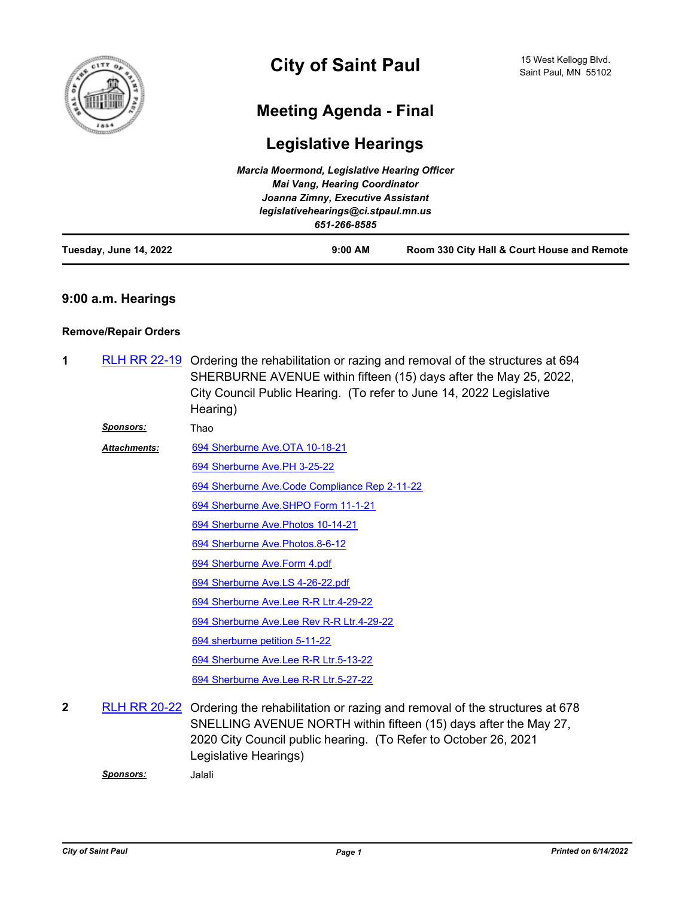# City of Saint Paul

15 West Kellogg Blvd.
Saint Paul, MN 55102

## Meeting Agenda - Final

## Legislative Hearings

*Marcia Moermond, Legislative Hearing Officer*
*Mai Vang, Hearing Coordinator*
*Joanna Zimny, Executive Assistant*
*legislativehearings@ci.stpaul.mn.us*
*651-266-8585*

**Tuesday, June 14, 2022** | **9:00 AM** | **Room 330 City Hall & Court House and Remote**

### 9:00 a.m. Hearings

#### Remove/Repair Orders

**1** RLH RR 22-19 Ordering the rehabilitation or razing and removal of the structures at 694 SHERBURNE AVENUE within fifteen (15) days after the May 25, 2022, City Council Public Hearing. (To refer to June 14, 2022 Legislative Hearing)

***Sponsors:*** Thao

***Attachments:***
- 694 Sherburne Ave.OTA 10-18-21
- 694 Sherburne Ave.PH 3-25-22
- 694 Sherburne Ave.Code Compliance Rep 2-11-22
- 694 Sherburne Ave.SHPO Form 11-1-21
- 694 Sherburne Ave.Photos 10-14-21
- 694 Sherburne Ave.Photos.8-6-12
- 694 Sherburne Ave.Form 4.pdf
- 694 Sherburne Ave.LS 4-26-22.pdf
- 694 Sherburne Ave.Lee R-R Ltr.4-29-22
- 694 Sherburne Ave.Lee Rev R-R Ltr.4-29-22
- 694 sherburne petition 5-11-22
- 694 Sherburne Ave.Lee R-R Ltr.5-13-22
- 694 Sherburne Ave.Lee R-R Ltr.5-27-22

**2** RLH RR 20-22 Ordering the rehabilitation or razing and removal of the structures at 678 SNELLING AVENUE NORTH within fifteen (15) days after the May 27, 2020 City Council public hearing. (To Refer to October 26, 2021 Legislative Hearings)

***Sponsors:*** Jalali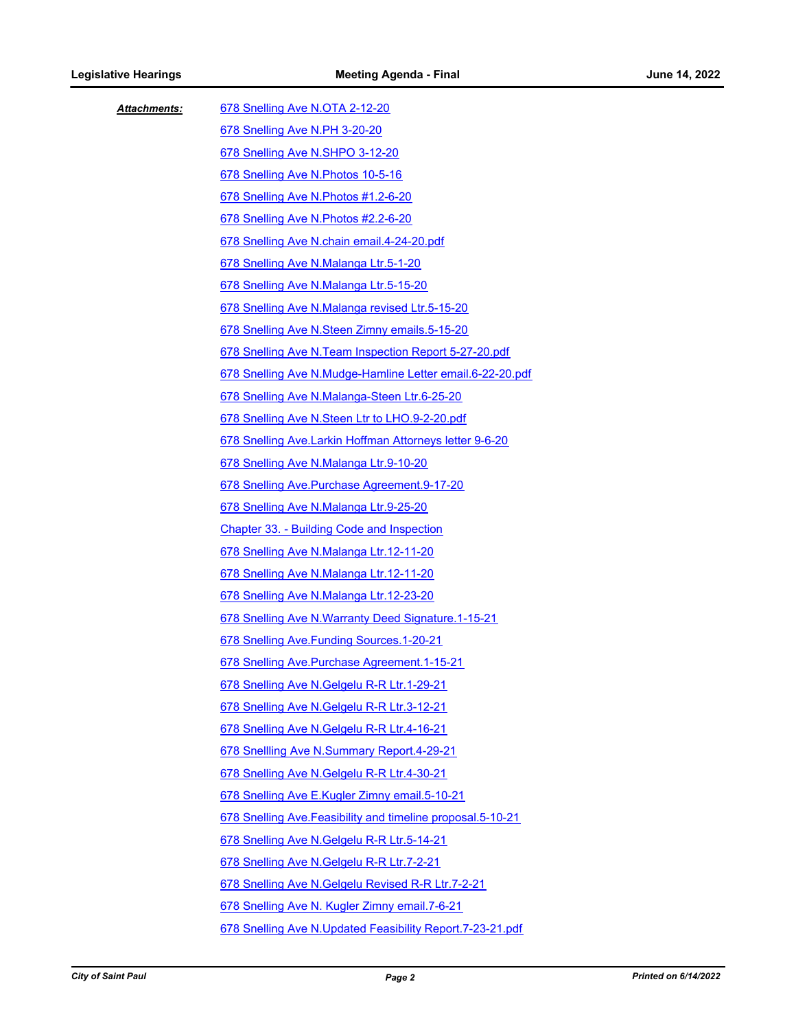***Attachments:***

678 Snelling Ave N.OTA 2-12-20

678 Snelling Ave N.PH 3-20-20

678 Snelling Ave N.SHPO 3-12-20

678 Snelling Ave N.Photos 10-5-16

678 Snelling Ave N.Photos #1.2-6-20

678 Snelling Ave N.Photos #2.2-6-20

678 Snelling Ave N.chain email.4-24-20.pdf

678 Snelling Ave N.Malanga Ltr.5-1-20

678 Snelling Ave N.Malanga Ltr.5-15-20

678 Snelling Ave N.Malanga revised Ltr.5-15-20

678 Snelling Ave N.Steen Zimny emails.5-15-20

678 Snelling Ave N.Team Inspection Report 5-27-20.pdf

678 Snelling Ave N.Mudge-Hamline Letter email.6-22-20.pdf

678 Snelling Ave N.Malanga-Steen Ltr.6-25-20

678 Snelling Ave N.Steen Ltr to LHO.9-2-20.pdf

678 Snelling Ave.Larkin Hoffman Attorneys letter 9-6-20

678 Snelling Ave N.Malanga Ltr.9-10-20

678 Snelling Ave.Purchase Agreement.9-17-20

678 Snelling Ave N.Malanga Ltr.9-25-20

Chapter 33. - Building Code and Inspection

678 Snelling Ave N.Malanga Ltr.12-11-20

678 Snelling Ave N.Malanga Ltr.12-11-20

678 Snelling Ave N.Malanga Ltr.12-23-20

678 Snelling Ave N.Warranty Deed Signature.1-15-21

678 Snelling Ave.Funding Sources.1-20-21

678 Snelling Ave.Purchase Agreement.1-15-21

678 Snelling Ave N.Gelgelu R-R Ltr.1-29-21

678 Snelling Ave N.Gelgelu R-R Ltr.3-12-21

678 Snelling Ave N.Gelgelu R-R Ltr.4-16-21

678 Snellling Ave N.Summary Report.4-29-21

678 Snelling Ave N.Gelgelu R-R Ltr.4-30-21

678 Snelling Ave E.Kugler Zimny email.5-10-21

678 Snelling Ave.Feasibility and timeline proposal.5-10-21

678 Snelling Ave N.Gelgelu R-R Ltr.5-14-21

678 Snelling Ave N.Gelgelu R-R Ltr.7-2-21

678 Snelling Ave N.Gelgelu Revised R-R Ltr.7-2-21

678 Snelling Ave N. Kugler Zimny email.7-6-21

678 Snelling Ave N.Updated Feasibility Report.7-23-21.pdf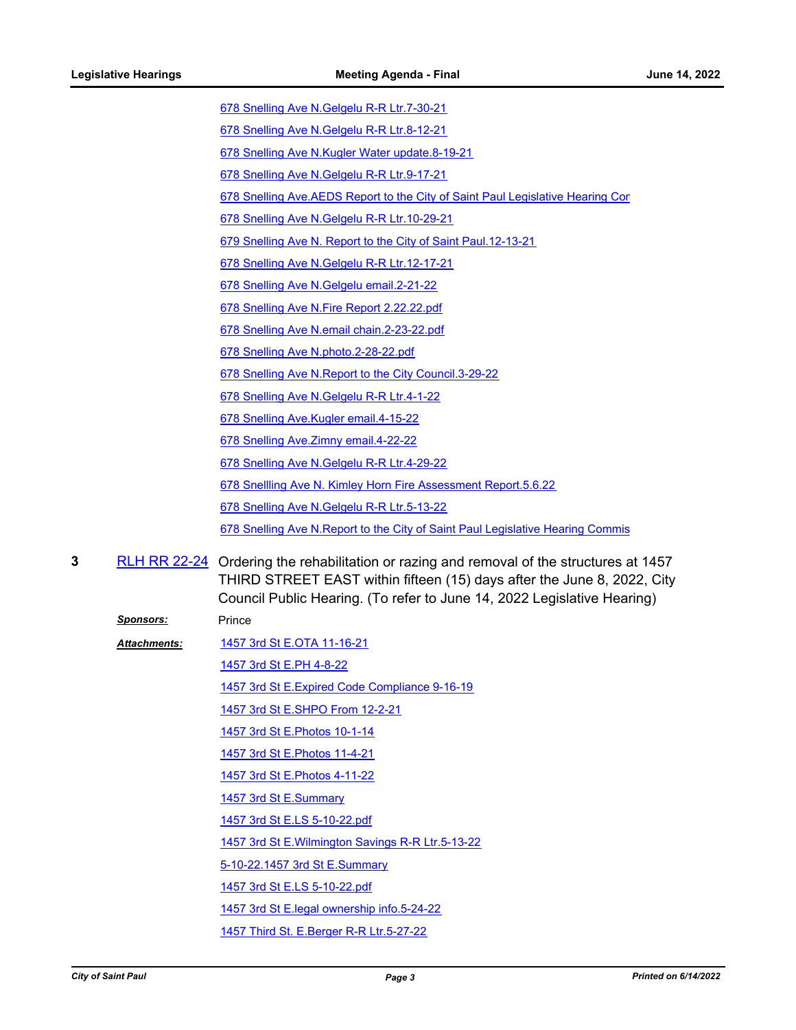678 Snelling Ave N.Gelgelu R-R Ltr.7-30-21

678 Snelling Ave N.Gelgelu R-R Ltr.8-12-21

678 Snelling Ave N.Kugler Water update.8-19-21

678 Snelling Ave N.Gelgelu R-R Ltr.9-17-21

678 Snelling Ave.AEDS Report to the City of Saint Paul Legislative Hearing Cor

678 Snelling Ave N.Gelgelu R-R Ltr.10-29-21

679 Snelling Ave N. Report to the City of Saint Paul.12-13-21

678 Snelling Ave N.Gelgelu R-R Ltr.12-17-21

678 Snelling Ave N.Gelgelu email.2-21-22

678 Snelling Ave N.Fire Report 2.22.22.pdf

678 Snelling Ave N.email chain.2-23-22.pdf

678 Snelling Ave N.photo.2-28-22.pdf

678 Snelling Ave N.Report to the City Council.3-29-22

678 Snelling Ave N.Gelgelu R-R Ltr.4-1-22

678 Snelling Ave.Kugler email.4-15-22

678 Snelling Ave.Zimny email.4-22-22

678 Snelling Ave N.Gelgelu R-R Ltr.4-29-22

678 Snellling Ave N. Kimley Horn Fire Assessment Report.5.6.22

678 Snelling Ave N.Gelgelu R-R Ltr.5-13-22

678 Snelling Ave N.Report to the City of Saint Paul Legislative Hearing Commis

**3** RLH RR 22-24 Ordering the rehabilitation or razing and removal of the structures at 1457 THIRD STREET EAST within fifteen (15) days after the June 8, 2022, City Council Public Hearing. (To refer to June 14, 2022 Legislative Hearing)

***Sponsors:*** Prince

***Attachments:***

1457 3rd St E.OTA 11-16-21

1457 3rd St E.PH 4-8-22

1457 3rd St E.Expired Code Compliance 9-16-19

1457 3rd St E.SHPO From 12-2-21

1457 3rd St E.Photos 10-1-14

1457 3rd St E.Photos 11-4-21

1457 3rd St E.Photos 4-11-22

1457 3rd St E.Summary

1457 3rd St E.LS 5-10-22.pdf

1457 3rd St E.Wilmington Savings R-R Ltr.5-13-22

5-10-22.1457 3rd St E.Summary

1457 3rd St E.LS 5-10-22.pdf

1457 3rd St E.legal ownership info.5-24-22

1457 Third St. E.Berger R-R Ltr.5-27-22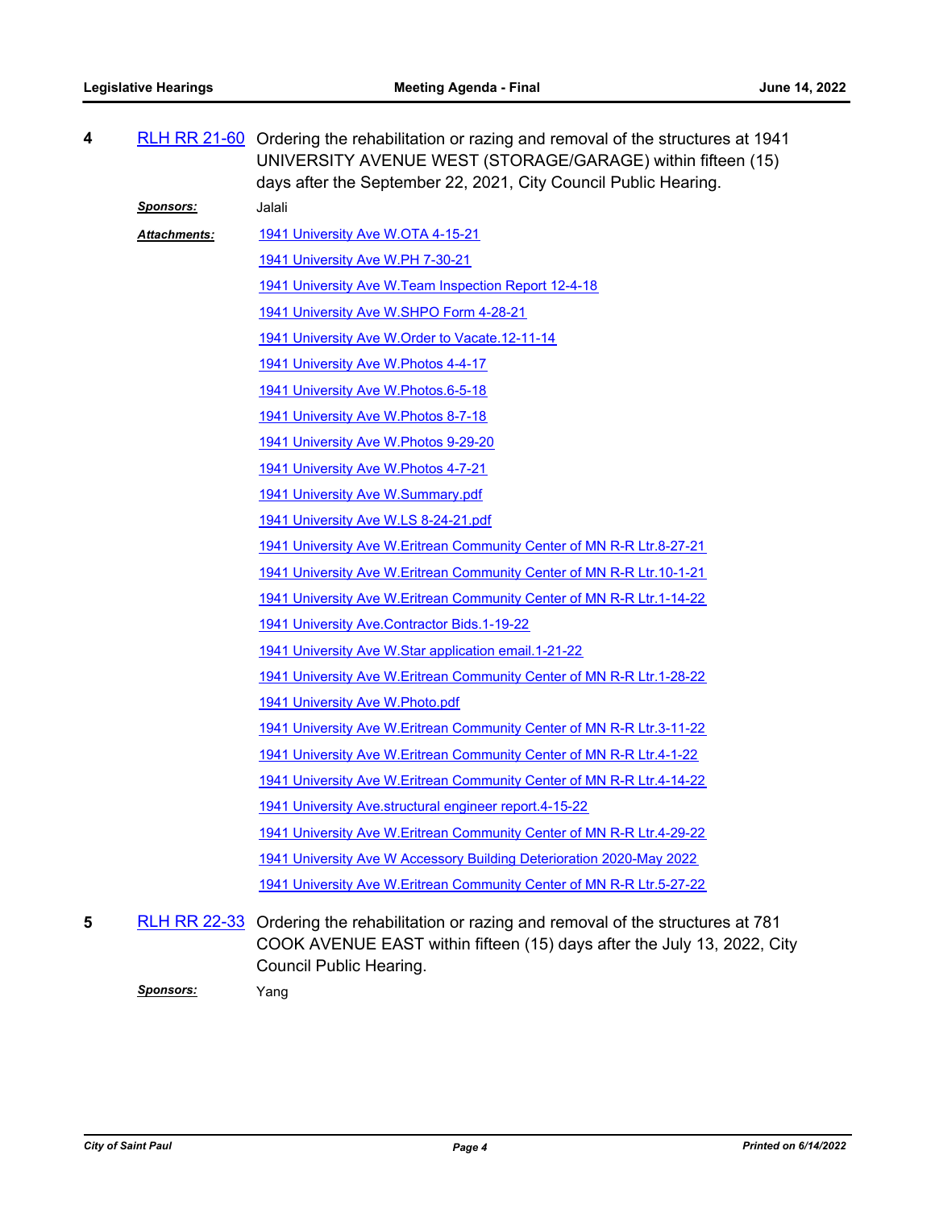**4** RLH RR 21-60 Ordering the rehabilitation or razing and removal of the structures at 1941 UNIVERSITY AVENUE WEST (STORAGE/GARAGE) within fifteen (15) days after the September 22, 2021, City Council Public Hearing.

***Sponsors:*** Jalali

***Attachments:***
- 1941 University Ave W.OTA 4-15-21
- 1941 University Ave W.PH 7-30-21
- 1941 University Ave W.Team Inspection Report 12-4-18
- 1941 University Ave W.SHPO Form 4-28-21
- 1941 University Ave W.Order to Vacate.12-11-14
- 1941 University Ave W.Photos 4-4-17
- 1941 University Ave W.Photos.6-5-18
- 1941 University Ave W.Photos 8-7-18
- 1941 University Ave W.Photos 9-29-20
- 1941 University Ave W.Photos 4-7-21
- 1941 University Ave W.Summary.pdf
- 1941 University Ave W.LS 8-24-21.pdf
- 1941 University Ave W.Eritrean Community Center of MN R-R Ltr.8-27-21
- 1941 University Ave W.Eritrean Community Center of MN R-R Ltr.10-1-21
- 1941 University Ave W.Eritrean Community Center of MN R-R Ltr.1-14-22
- 1941 University Ave.Contractor Bids.1-19-22
- 1941 University Ave W.Star application email.1-21-22
- 1941 University Ave W.Eritrean Community Center of MN R-R Ltr.1-28-22
- 1941 University Ave W.Photo.pdf
- 1941 University Ave W.Eritrean Community Center of MN R-R Ltr.3-11-22
- 1941 University Ave W.Eritrean Community Center of MN R-R Ltr.4-1-22
- 1941 University Ave W.Eritrean Community Center of MN R-R Ltr.4-14-22
- 1941 University Ave.structural engineer report.4-15-22
- 1941 University Ave W.Eritrean Community Center of MN R-R Ltr.4-29-22
- 1941 University Ave W Accessory Building Deterioration 2020-May 2022
- 1941 University Ave W.Eritrean Community Center of MN R-R Ltr.5-27-22

**5** RLH RR 22-33 Ordering the rehabilitation or razing and removal of the structures at 781 COOK AVENUE EAST within fifteen (15) days after the July 13, 2022, City Council Public Hearing.

***Sponsors:*** Yang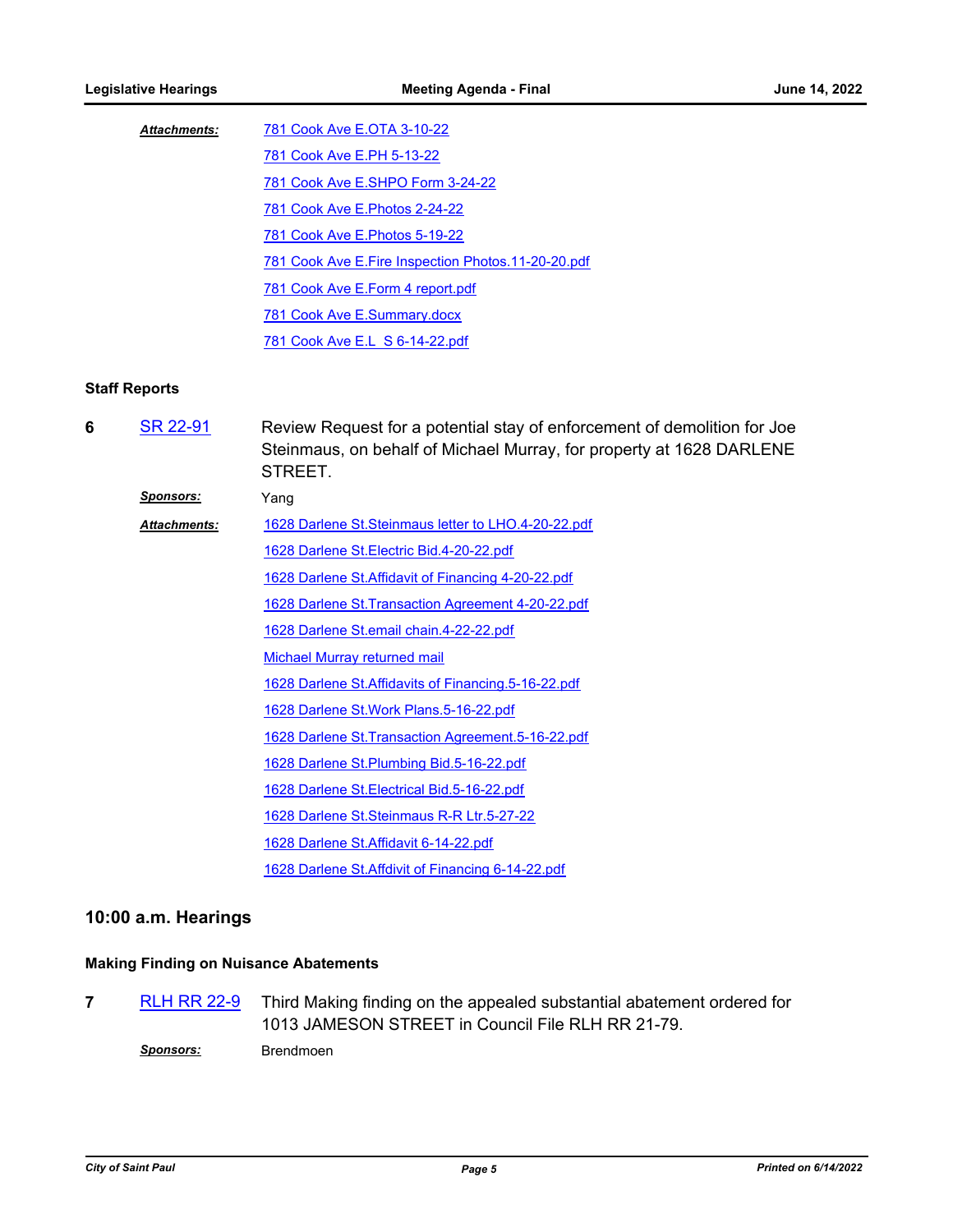***Attachments:*** 781 Cook Ave E.OTA 3-10-22

781 Cook Ave E.PH 5-13-22

781 Cook Ave E.SHPO Form 3-24-22

781 Cook Ave E.Photos 2-24-22

781 Cook Ave E.Photos 5-19-22

781 Cook Ave E.Fire Inspection Photos.11-20-20.pdf

781 Cook Ave E.Form 4 report.pdf

781 Cook Ave E.Summary.docx

781 Cook Ave E.L S 6-14-22.pdf

### Staff Reports

**6** SR 22-91 Review Request for a potential stay of enforcement of demolition for Joe Steinmaus, on behalf of Michael Murray, for property at 1628 DARLENE STREET.

***Sponsors:*** Yang

***Attachments:*** 1628 Darlene St.Steinmaus letter to LHO.4-20-22.pdf

1628 Darlene St.Electric Bid.4-20-22.pdf

1628 Darlene St.Affidavit of Financing 4-20-22.pdf

1628 Darlene St.Transaction Agreement 4-20-22.pdf

1628 Darlene St.email chain.4-22-22.pdf

Michael Murray returned mail

1628 Darlene St.Affidavits of Financing.5-16-22.pdf

1628 Darlene St.Work Plans.5-16-22.pdf

1628 Darlene St.Transaction Agreement.5-16-22.pdf

1628 Darlene St.Plumbing Bid.5-16-22.pdf

1628 Darlene St.Electrical Bid.5-16-22.pdf

1628 Darlene St.Steinmaus R-R Ltr.5-27-22

1628 Darlene St.Affidavit 6-14-22.pdf

1628 Darlene St.Affdivit of Financing 6-14-22.pdf

## 10:00 a.m. Hearings

### Making Finding on Nuisance Abatements

**7** RLH RR 22-9 Third Making finding on the appealed substantial abatement ordered for 1013 JAMESON STREET in Council File RLH RR 21-79.

***Sponsors:*** Brendmoen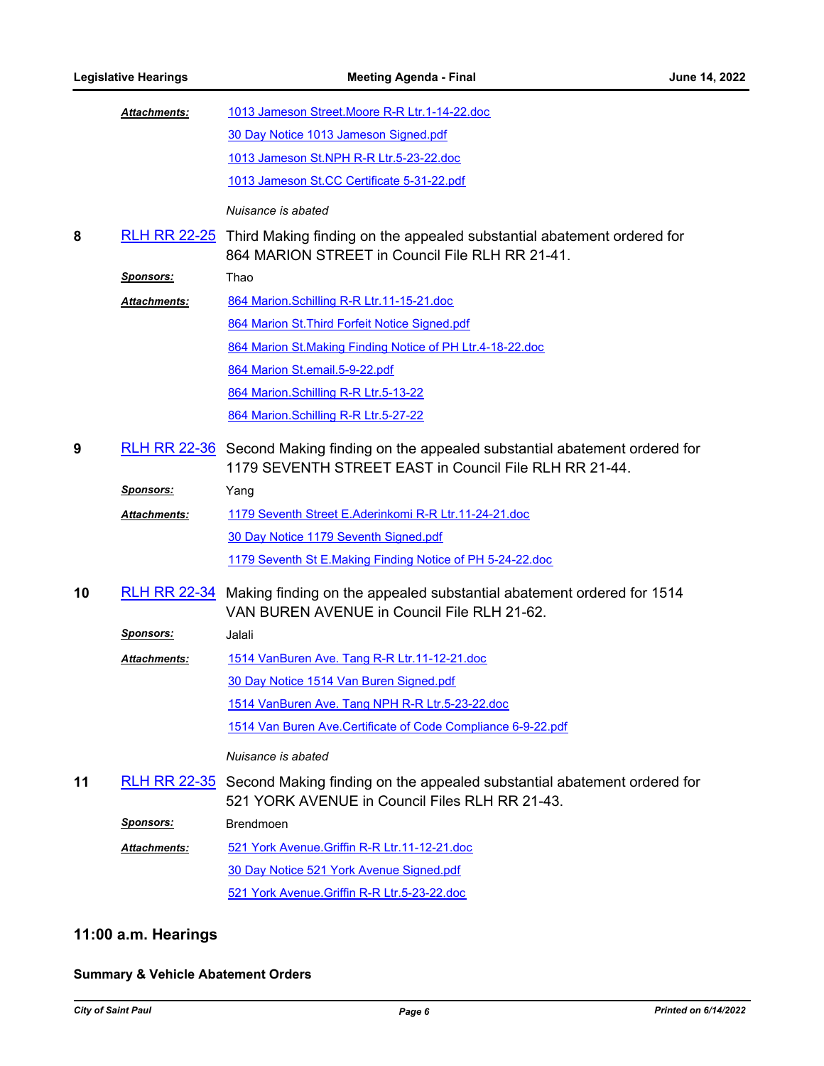**Attachments:**

- 1013 Jameson Street.Moore R-R Ltr.1-14-22.doc
- 30 Day Notice 1013 Jameson Signed.pdf
- 1013 Jameson St.NPH R-R Ltr.5-23-22.doc
- 1013 Jameson St.CC Certificate 5-31-22.pdf

*Nuisance is abated*

**8** RLH RR 22-25 Third Making finding on the appealed substantial abatement ordered for 864 MARION STREET in Council File RLH RR 21-41.

**Sponsors:** Thao

**Attachments:**

- 864 Marion.Schilling R-R Ltr.11-15-21.doc
- 864 Marion St.Third Forfeit Notice Signed.pdf
- 864 Marion St.Making Finding Notice of PH Ltr.4-18-22.doc
- 864 Marion St.email.5-9-22.pdf
- 864 Marion.Schilling R-R Ltr.5-13-22
- 864 Marion.Schilling R-R Ltr.5-27-22

**9** RLH RR 22-36 Second Making finding on the appealed substantial abatement ordered for 1179 SEVENTH STREET EAST in Council File RLH RR 21-44.

**Sponsors:** Yang

**Attachments:**

- 1179 Seventh Street E.Aderinkomi R-R Ltr.11-24-21.doc
- 30 Day Notice 1179 Seventh Signed.pdf
- 1179 Seventh St E.Making Finding Notice of PH 5-24-22.doc

**10** RLH RR 22-34 Making finding on the appealed substantial abatement ordered for 1514 VAN BUREN AVENUE in Council File RLH 21-62.

**Sponsors:** Jalali

**Attachments:**

- 1514 VanBuren Ave. Tang R-R Ltr.11-12-21.doc
- 30 Day Notice 1514 Van Buren Signed.pdf
- 1514 VanBuren Ave. Tang NPH R-R Ltr.5-23-22.doc
- 1514 Van Buren Ave.Certificate of Code Compliance 6-9-22.pdf

*Nuisance is abated*

**11** RLH RR 22-35 Second Making finding on the appealed substantial abatement ordered for 521 YORK AVENUE in Council Files RLH RR 21-43.

**Sponsors:** Brendmoen

**Attachments:**

- 521 York Avenue.Griffin R-R Ltr.11-12-21.doc
- 30 Day Notice 521 York Avenue Signed.pdf
- 521 York Avenue.Griffin R-R Ltr.5-23-22.doc

## 11:00 a.m. Hearings

### Summary & Vehicle Abatement Orders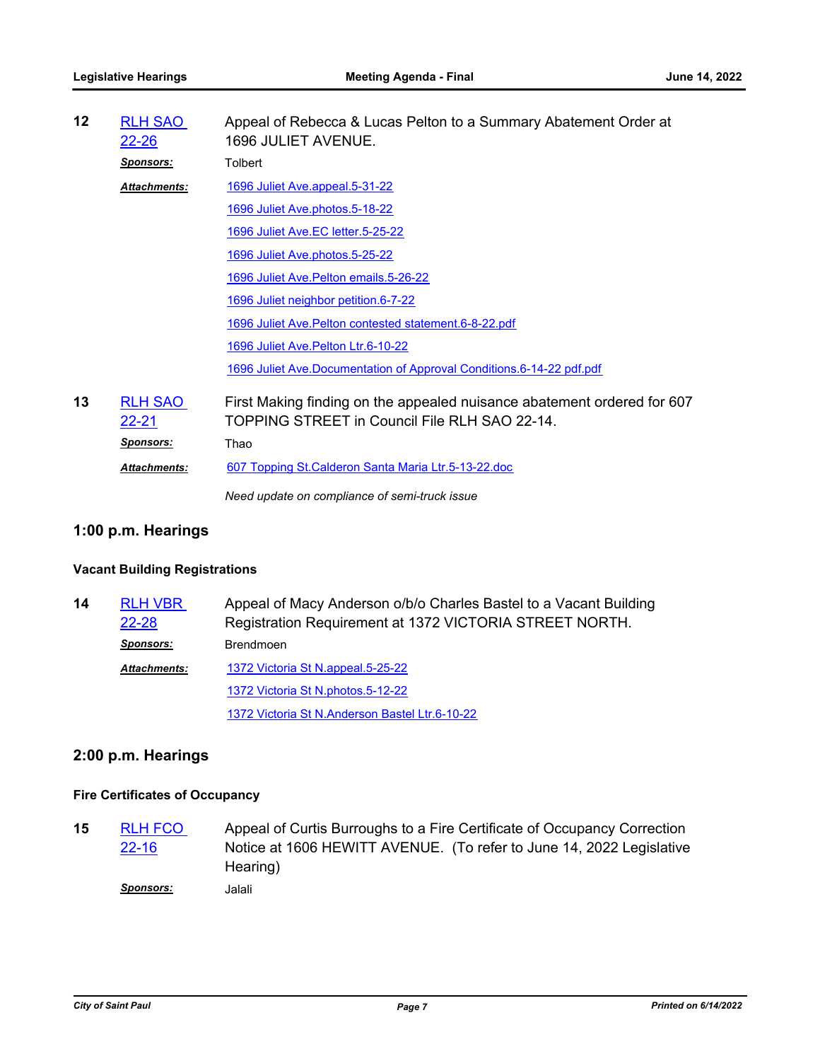**12** RLH SAO 22-26 — Appeal of Rebecca & Lucas Pelton to a Summary Abatement Order at 1696 JULIET AVENUE.

*Sponsors:* Tolbert

*Attachments:*
- 1696 Juliet Ave.appeal.5-31-22
- 1696 Juliet Ave.photos.5-18-22
- 1696 Juliet Ave.EC letter.5-25-22
- 1696 Juliet Ave.photos.5-25-22
- 1696 Juliet Ave.Pelton emails.5-26-22
- 1696 Juliet neighbor petition.6-7-22
- 1696 Juliet Ave.Pelton contested statement.6-8-22.pdf
- 1696 Juliet Ave.Pelton Ltr.6-10-22
- 1696 Juliet Ave.Documentation of Approval Conditions.6-14-22 pdf.pdf

**13** RLH SAO 22-21 — First Making finding on the appealed nuisance abatement ordered for 607 TOPPING STREET in Council File RLH SAO 22-14.

*Sponsors:* Thao

*Attachments:*
- 607 Topping St.Calderon Santa Maria Ltr.5-13-22.doc

*Need update on compliance of semi-truck issue*

## 1:00 p.m. Hearings

### Vacant Building Registrations

**14** RLH VBR 22-28 — Appeal of Macy Anderson o/b/o Charles Bastel to a Vacant Building Registration Requirement at 1372 VICTORIA STREET NORTH.

*Sponsors:* Brendmoen

*Attachments:*
- 1372 Victoria St N.appeal.5-25-22
- 1372 Victoria St N.photos.5-12-22
- 1372 Victoria St N.Anderson Bastel Ltr.6-10-22

## 2:00 p.m. Hearings

### Fire Certificates of Occupancy

**15** RLH FCO 22-16 — Appeal of Curtis Burroughs to a Fire Certificate of Occupancy Correction Notice at 1606 HEWITT AVENUE. (To refer to June 14, 2022 Legislative Hearing)

*Sponsors:* Jalali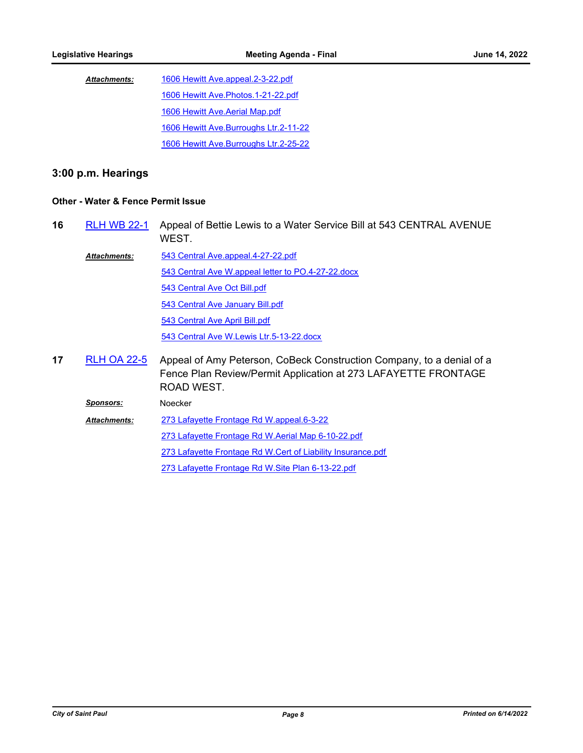***Attachments:*** 1606 Hewitt Ave.appeal.2-3-22.pdf
1606 Hewitt Ave.Photos.1-21-22.pdf
1606 Hewitt Ave.Aerial Map.pdf
1606 Hewitt Ave.Burroughs Ltr.2-11-22
1606 Hewitt Ave.Burroughs Ltr.2-25-22

## 3:00 p.m. Hearings

### Other - Water & Fence Permit Issue

**16** RLH WB 22-1 Appeal of Bettie Lewis to a Water Service Bill at 543 CENTRAL AVENUE WEST.

***Attachments:*** 543 Central Ave.appeal.4-27-22.pdf
543 Central Ave W.appeal letter to PO.4-27-22.docx
543 Central Ave Oct Bill.pdf
543 Central Ave January Bill.pdf
543 Central Ave April Bill.pdf
543 Central Ave W.Lewis Ltr.5-13-22.docx

**17** RLH OA 22-5 Appeal of Amy Peterson, CoBeck Construction Company, to a denial of a Fence Plan Review/Permit Application at 273 LAFAYETTE FRONTAGE ROAD WEST.

***Sponsors:*** Noecker

***Attachments:*** 273 Lafayette Frontage Rd W.appeal.6-3-22
273 Lafayette Frontage Rd W.Aerial Map 6-10-22.pdf
273 Lafayette Frontage Rd W.Cert of Liability Insurance.pdf
273 Lafayette Frontage Rd W.Site Plan 6-13-22.pdf